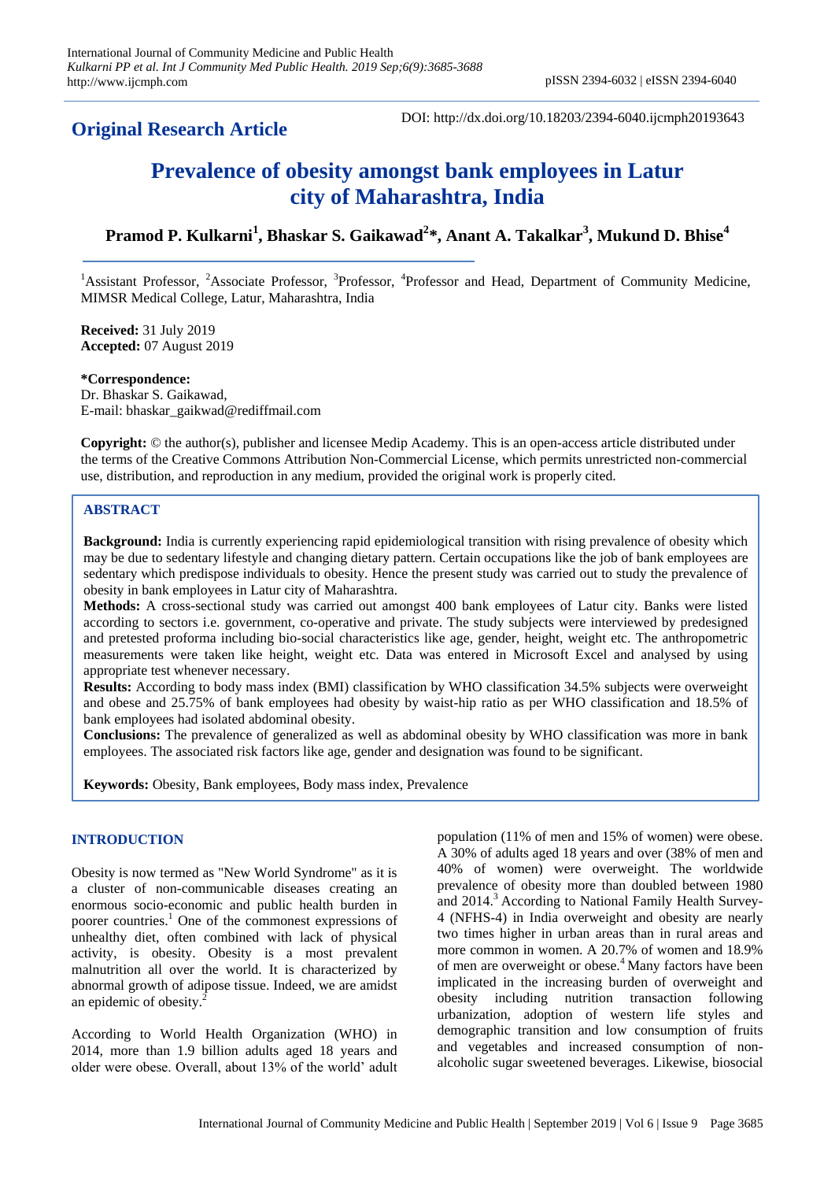**Original Research Article**

DOI: http://dx.doi.org/10.18203/2394-6040.ijcmph20193643

# Prevalence of obesity amongst bank employees in Latur city of Maharashtra, India

**Pramod P. Kulkarni[1], Bhaskar S. Gaikawad[2]*, Anant A. Takalkar[3], Mukund D. Bhise[4]**

[1]Assistant Professor, [2]Associate Professor, [3]Professor, [4]Professor and Head, Department of Community Medicine, MIMSR Medical College, Latur, Maharashtra, India

**Received:** 31 July 2019
**Accepted:** 07 August 2019

**\*Correspondence:**
Dr. Bhaskar S. Gaikawad,
E-mail: bhaskar_gaikwad@rediffmail.com

**Copyright:** © the author(s), publisher and licensee Medip Academy. This is an open-access article distributed under the terms of the Creative Commons Attribution Non-Commercial License, which permits unrestricted non-commercial use, distribution, and reproduction in any medium, provided the original work is properly cited.

## ABSTRACT

**Background:** India is currently experiencing rapid epidemiological transition with rising prevalence of obesity which may be due to sedentary lifestyle and changing dietary pattern. Certain occupations like the job of bank employees are sedentary which predispose individuals to obesity. Hence the present study was carried out to study the prevalence of obesity in bank employees in Latur city of Maharashtra.

**Methods:** A cross-sectional study was carried out amongst 400 bank employees of Latur city. Banks were listed according to sectors i.e. government, co-operative and private. The study subjects were interviewed by predesigned and pretested proforma including bio-social characteristics like age, gender, height, weight etc. The anthropometric measurements were taken like height, weight etc. Data was entered in Microsoft Excel and analysed by using appropriate test whenever necessary.

**Results:** According to body mass index (BMI) classification by WHO classification 34.5% subjects were overweight and obese and 25.75% of bank employees had obesity by waist-hip ratio as per WHO classification and 18.5% of bank employees had isolated abdominal obesity.

**Conclusions:** The prevalence of generalized as well as abdominal obesity by WHO classification was more in bank employees. The associated risk factors like age, gender and designation was found to be significant.

**Keywords:** Obesity, Bank employees, Body mass index, Prevalence

## INTRODUCTION

Obesity is now termed as "New World Syndrome" as it is a cluster of non-communicable diseases creating an enormous socio-economic and public health burden in poorer countries.[1] One of the commonest expressions of unhealthy diet, often combined with lack of physical activity, is obesity. Obesity is a most prevalent malnutrition all over the world. It is characterized by abnormal growth of adipose tissue. Indeed, we are amidst an epidemic of obesity.[2]

According to World Health Organization (WHO) in 2014, more than 1.9 billion adults aged 18 years and older were obese. Overall, about 13% of the world' adult population (11% of men and 15% of women) were obese. A 30% of adults aged 18 years and over (38% of men and 40% of women) were overweight. The worldwide prevalence of obesity more than doubled between 1980 and 2014.[3] According to National Family Health Survey-4 (NFHS-4) in India overweight and obesity are nearly two times higher in urban areas than in rural areas and more common in women. A 20.7% of women and 18.9% of men are overweight or obese.[4] Many factors have been implicated in the increasing burden of overweight and obesity including nutrition transaction following urbanization, adoption of western life styles and demographic transition and low consumption of fruits and vegetables and increased consumption of non-alcoholic sugar sweetened beverages. Likewise, biosocial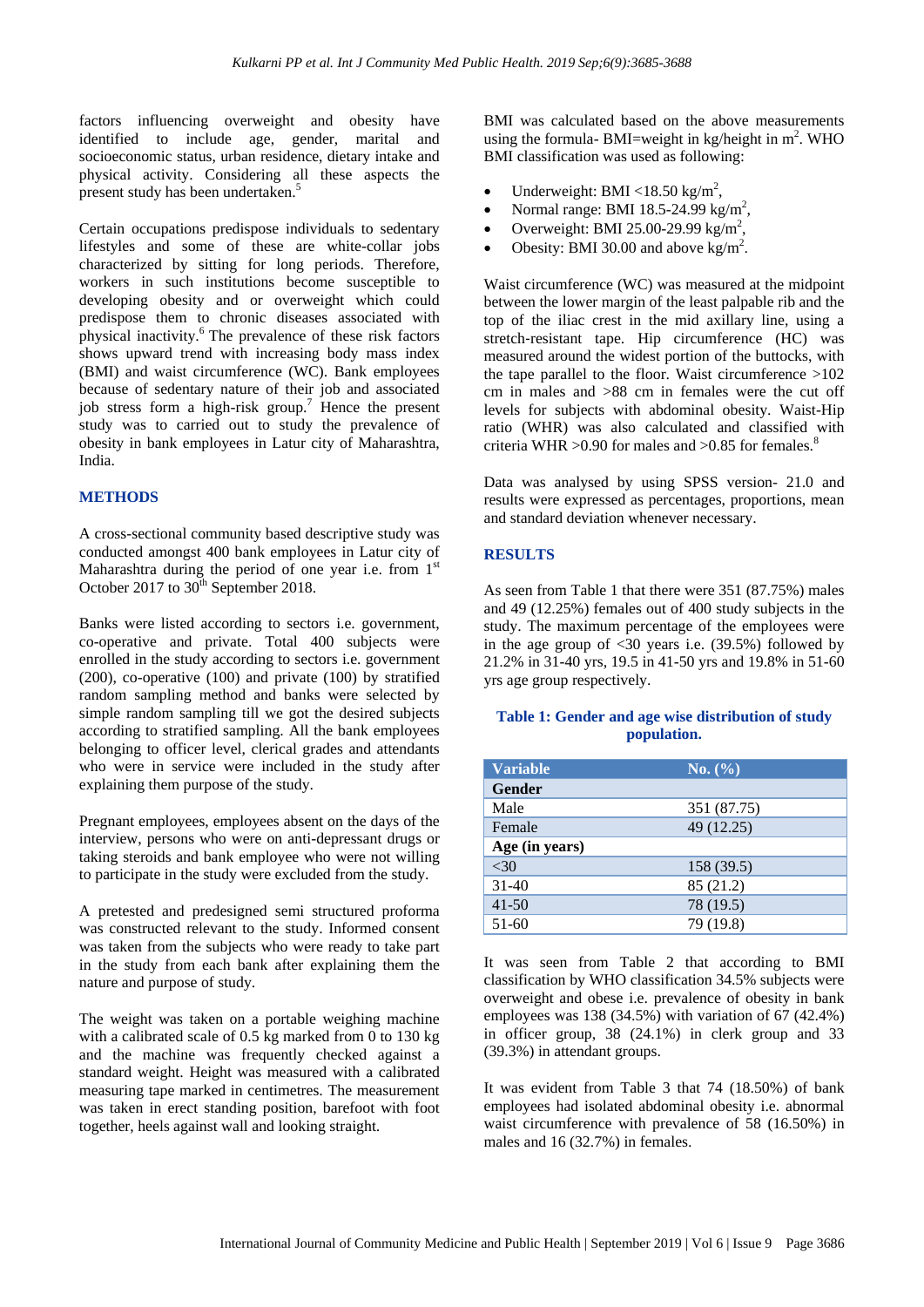factors influencing overweight and obesity have identified to include age, gender, marital and socioeconomic status, urban residence, dietary intake and physical activity. Considering all these aspects the present study has been undertaken.[5]

Certain occupations predispose individuals to sedentary lifestyles and some of these are white-collar jobs characterized by sitting for long periods. Therefore, workers in such institutions become susceptible to developing obesity and or overweight which could predispose them to chronic diseases associated with physical inactivity.[6] The prevalence of these risk factors shows upward trend with increasing body mass index (BMI) and waist circumference (WC). Bank employees because of sedentary nature of their job and associated job stress form a high-risk group.[7] Hence the present study was to carried out to study the prevalence of obesity in bank employees in Latur city of Maharashtra, India.

## METHODS

A cross-sectional community based descriptive study was conducted amongst 400 bank employees in Latur city of Maharashtra during the period of one year i.e. from 1st October 2017 to 30th September 2018.

Banks were listed according to sectors i.e. government, co-operative and private. Total 400 subjects were enrolled in the study according to sectors i.e. government (200), co-operative (100) and private (100) by stratified random sampling method and banks were selected by simple random sampling till we got the desired subjects according to stratified sampling. All the bank employees belonging to officer level, clerical grades and attendants who were in service were included in the study after explaining them purpose of the study.

Pregnant employees, employees absent on the days of the interview, persons who were on anti-depressant drugs or taking steroids and bank employee who were not willing to participate in the study were excluded from the study.

A pretested and predesigned semi structured proforma was constructed relevant to the study. Informed consent was taken from the subjects who were ready to take part in the study from each bank after explaining them the nature and purpose of study.

The weight was taken on a portable weighing machine with a calibrated scale of 0.5 kg marked from 0 to 130 kg and the machine was frequently checked against a standard weight. Height was measured with a calibrated measuring tape marked in centimetres. The measurement was taken in erect standing position, barefoot with foot together, heels against wall and looking straight.

BMI was calculated based on the above measurements using the formula- BMI=weight in kg/height in $m^2$. WHO BMI classification was used as following:

- Underweight: BMI <18.50 kg/$m^2$,
- Normal range: BMI 18.5-24.99 kg/$m^2$,
- Overweight: BMI 25.00-29.99 kg/$m^2$,
- Obesity: BMI 30.00 and above kg/$m^2$.

Waist circumference (WC) was measured at the midpoint between the lower margin of the least palpable rib and the top of the iliac crest in the mid axillary line, using a stretch-resistant tape. Hip circumference (HC) was measured around the widest portion of the buttocks, with the tape parallel to the floor. Waist circumference >102 cm in males and >88 cm in females were the cut off levels for subjects with abdominal obesity. Waist-Hip ratio (WHR) was also calculated and classified with criteria WHR >0.90 for males and >0.85 for females.[8]

Data was analysed by using SPSS version- 21.0 and results were expressed as percentages, proportions, mean and standard deviation whenever necessary.

## RESULTS

As seen from Table 1 that there were 351 (87.75%) males and 49 (12.25%) females out of 400 study subjects in the study. The maximum percentage of the employees were in the age group of <30 years i.e. (39.5%) followed by 21.2% in 31-40 yrs, 19.5 in 41-50 yrs and 19.8% in 51-60 yrs age group respectively.

**Table 1: Gender and age wise distribution of study population.**

| Variable | No. (%) |
|---|---|
| **Gender** | |
| Male | 351 (87.75) |
| Female | 49 (12.25) |
| **Age (in years)** | |
| <30 | 158 (39.5) |
| 31-40 | 85 (21.2) |
| 41-50 | 78 (19.5) |
| 51-60 | 79 (19.8) |

It was seen from Table 2 that according to BMI classification by WHO classification 34.5% subjects were overweight and obese i.e. prevalence of obesity in bank employees was 138 (34.5%) with variation of 67 (42.4%) in officer group, 38 (24.1%) in clerk group and 33 (39.3%) in attendant groups.

It was evident from Table 3 that 74 (18.50%) of bank employees had isolated abdominal obesity i.e. abnormal waist circumference with prevalence of 58 (16.50%) in males and 16 (32.7%) in females.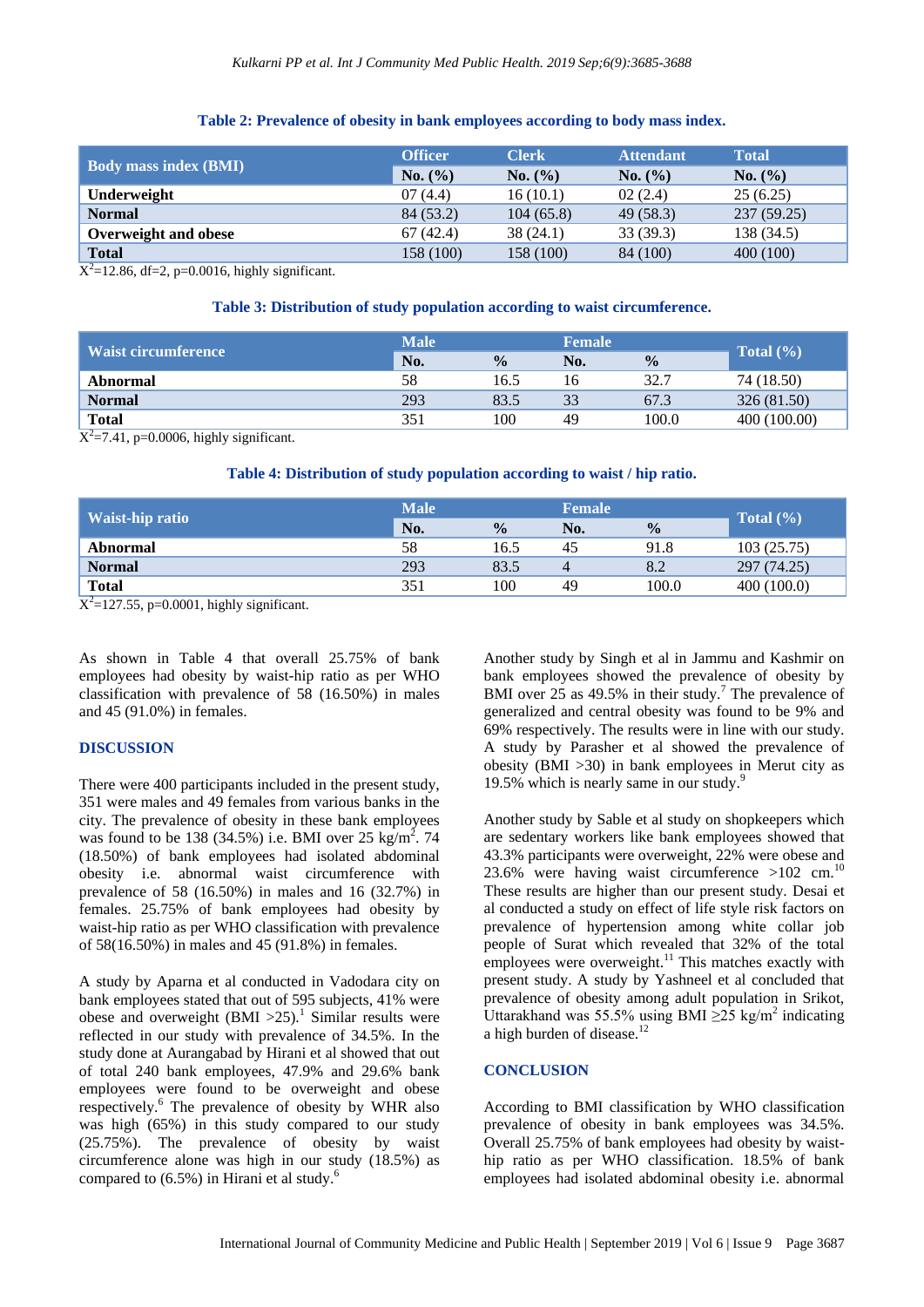**Table 2: Prevalence of obesity in bank employees according to body mass index.**

| Body mass index (BMI) | Officer | Clerk | Attendant | Total |
|---|---|---|---|---|
| | No. (%) | No. (%) | No. (%) | No. (%) |
| Underweight | 07 (4.4) | 16 (10.1) | 02 (2.4) | 25 (6.25) |
| Normal | 84 (53.2) | 104 (65.8) | 49 (58.3) | 237 (59.25) |
| Overweight and obese | 67 (42.4) | 38 (24.1) | 33 (39.3) | 138 (34.5) |
| Total | 158 (100) | 158 (100) | 84 (100) | 400 (100) |

$X^2$=12.86, df=2, p=0.0016, highly significant.

**Table 3: Distribution of study population according to waist circumference.**

| Waist circumference | Male | | Female | | Total (%) |
|---|---|---|---|---|---|
| | No. | % | No. | % | |
| Abnormal | 58 | 16.5 | 16 | 32.7 | 74 (18.50) |
| Normal | 293 | 83.5 | 33 | 67.3 | 326 (81.50) |
| Total | 351 | 100 | 49 | 100.0 | 400 (100.00) |

$X^2$=7.41, p=0.0006, highly significant.

**Table 4: Distribution of study population according to waist / hip ratio.**

| Waist-hip ratio | Male | | Female | | Total (%) |
|---|---|---|---|---|---|
| | No. | % | No. | % | |
| Abnormal | 58 | 16.5 | 45 | 91.8 | 103 (25.75) |
| Normal | 293 | 83.5 | 4 | 8.2 | 297 (74.25) |
| Total | 351 | 100 | 49 | 100.0 | 400 (100.0) |

$X^2$=127.55, p=0.0001, highly significant.

As shown in Table 4 that overall 25.75% of bank employees had obesity by waist-hip ratio as per WHO classification with prevalence of 58 (16.50%) in males and 45 (91.0%) in females.

## DISCUSSION

There were 400 participants included in the present study, 351 were males and 49 females from various banks in the city. The prevalence of obesity in these bank employees was found to be 138 (34.5%) i.e. BMI over 25 kg/m$^2$. 74 (18.50%) of bank employees had isolated abdominal obesity i.e. abnormal waist circumference with prevalence of 58 (16.50%) in males and 16 (32.7%) in females. 25.75% of bank employees had obesity by waist-hip ratio as per WHO classification with prevalence of 58(16.50%) in males and 45 (91.8%) in females.

A study by Aparna et al conducted in Vadodara city on bank employees stated that out of 595 subjects, 41% were obese and overweight (BMI >25).[1] Similar results were reflected in our study with prevalence of 34.5%. In the study done at Aurangabad by Hirani et al showed that out of total 240 bank employees, 47.9% and 29.6% bank employees were found to be overweight and obese respectively.[6] The prevalence of obesity by WHR also was high (65%) in this study compared to our study (25.75%). The prevalence of obesity by waist circumference alone was high in our study (18.5%) as compared to (6.5%) in Hirani et al study.[6]

Another study by Singh et al in Jammu and Kashmir on bank employees showed the prevalence of obesity by BMI over 25 as 49.5% in their study.[7] The prevalence of generalized and central obesity was found to be 9% and 69% respectively. The results were in line with our study. A study by Parasher et al showed the prevalence of obesity (BMI >30) in bank employees in Merut city as 19.5% which is nearly same in our study.[9]

Another study by Sable et al study on shopkeepers which are sedentary workers like bank employees showed that 43.3% participants were overweight, 22% were obese and 23.6% were having waist circumference >102 cm.[10] These results are higher than our present study. Desai et al conducted a study on effect of life style risk factors on prevalence of hypertension among white collar job people of Surat which revealed that 32% of the total employees were overweight.[11] This matches exactly with present study. A study by Yashneel et al concluded that prevalence of obesity among adult population in Srikot, Uttarakhand was 55.5% using BMI ≥25 kg/m$^2$ indicating a high burden of disease.[12]

## CONCLUSION

According to BMI classification by WHO classification prevalence of obesity in bank employees was 34.5%. Overall 25.75% of bank employees had obesity by waist-hip ratio as per WHO classification. 18.5% of bank employees had isolated abdominal obesity i.e. abnormal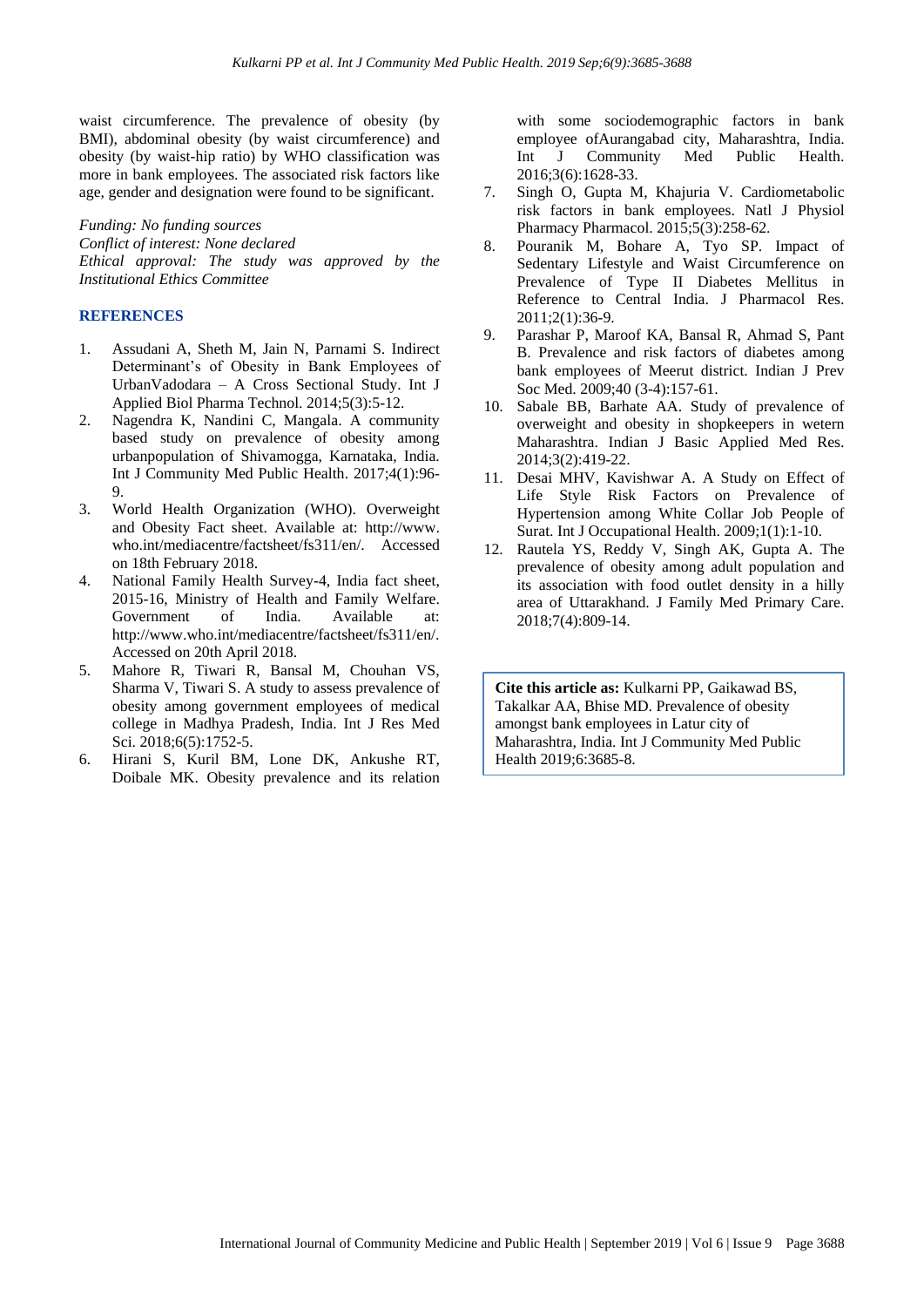waist circumference. The prevalence of obesity (by BMI), abdominal obesity (by waist circumference) and obesity (by waist-hip ratio) by WHO classification was more in bank employees. The associated risk factors like age, gender and designation were found to be significant.

*Funding: No funding sources*
*Conflict of interest: None declared*
*Ethical approval: The study was approved by the Institutional Ethics Committee*

## REFERENCES

1. Assudani A, Sheth M, Jain N, Parnami S. Indirect Determinant's of Obesity in Bank Employees of UrbanVadodara – A Cross Sectional Study. Int J Applied Biol Pharma Technol. 2014;5(3):5-12.
2. Nagendra K, Nandini C, Mangala. A community based study on prevalence of obesity among urbanpopulation of Shivamogga, Karnataka, India. Int J Community Med Public Health. 2017;4(1):96-9.
3. World Health Organization (WHO). Overweight and Obesity Fact sheet. Available at: http://www.who.int/mediacentre/factsheet/fs311/en/. Accessed on 18th February 2018.
4. National Family Health Survey-4, India fact sheet, 2015-16, Ministry of Health and Family Welfare. Government of India. Available at: http://www.who.int/mediacentre/factsheet/fs311/en/. Accessed on 20th April 2018.
5. Mahore R, Tiwari R, Bansal M, Chouhan VS, Sharma V, Tiwari S. A study to assess prevalence of obesity among government employees of medical college in Madhya Pradesh, India. Int J Res Med Sci. 2018;6(5):1752-5.
6. Hirani S, Kuril BM, Lone DK, Ankushe RT, Doibale MK. Obesity prevalence and its relation with some sociodemographic factors in bank employee ofAurangabad city, Maharashtra, India. Int J Community Med Public Health. 2016;3(6):1628-33.
7. Singh O, Gupta M, Khajuria V. Cardiometabolic risk factors in bank employees. Natl J Physiol Pharmacy Pharmacol. 2015;5(3):258-62.
8. Pouranik M, Bohare A, Tyo SP. Impact of Sedentary Lifestyle and Waist Circumference on Prevalence of Type II Diabetes Mellitus in Reference to Central India. J Pharmacol Res. 2011;2(1):36-9.
9. Parashar P, Maroof KA, Bansal R, Ahmad S, Pant B. Prevalence and risk factors of diabetes among bank employees of Meerut district. Indian J Prev Soc Med. 2009;40 (3-4):157-61.
10. Sabale BB, Barhate AA. Study of prevalence of overweight and obesity in shopkeepers in wetern Maharashtra. Indian J Basic Applied Med Res. 2014;3(2):419-22.
11. Desai MHV, Kavishwar A. A Study on Effect of Life Style Risk Factors on Prevalence of Hypertension among White Collar Job People of Surat. Int J Occupational Health. 2009;1(1):1-10.
12. Rautela YS, Reddy V, Singh AK, Gupta A. The prevalence of obesity among adult population and its association with food outlet density in a hilly area of Uttarakhand. J Family Med Primary Care. 2018;7(4):809-14.

**Cite this article as:** Kulkarni PP, Gaikawad BS, Takalkar AA, Bhise MD. Prevalence of obesity amongst bank employees in Latur city of Maharashtra, India. Int J Community Med Public Health 2019;6:3685-8.